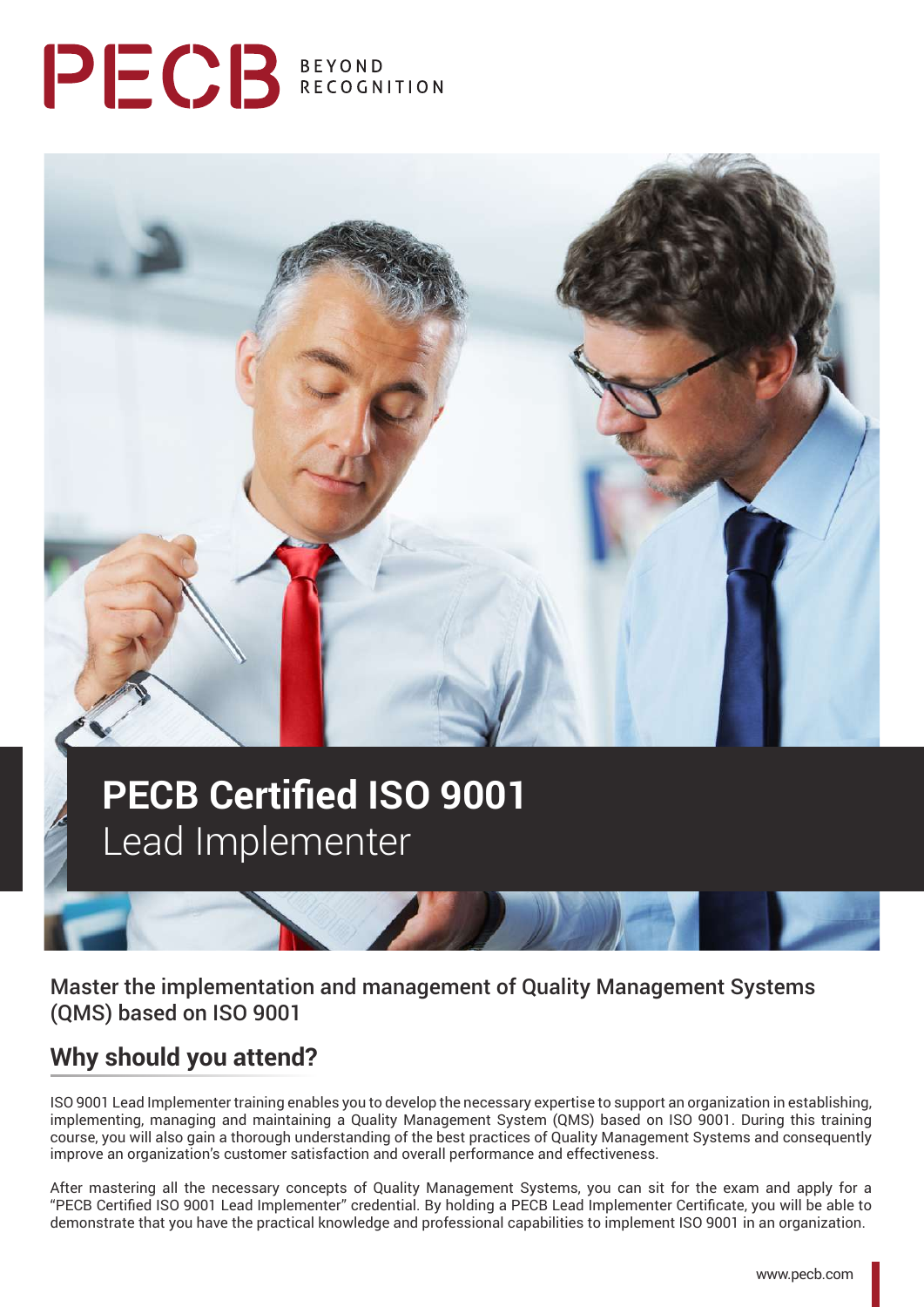PECB BEYOND RECOGNITION

# PECB Certified ISO 9001 Lead Implementer

## Master the implementation and management of Quality Management Systems (QMS) based on ISO 9001

## Why should you attend?

ISO 9001 Lead Implementer training enables you to develop the necessary expertise to support an organization in establishing, implementing, managing and maintaining a Quality Management System (QMS) based on ISO 9001. During this training course, you will also gain a thorough understanding of the best practices of Quality Management Systems and consequently improve an organization's customer satisfaction and overall performance and effectiveness.

After mastering all the necessary concepts of Quality Management Systems, you can sit for the exam and apply for a "PECB Certified ISO 9001 Lead Implementer" credential. By holding a PECB Lead Implementer Certificate, you will be able to demonstrate that you have the practical knowledge and professional capabilities to implement ISO 9001 in an organization.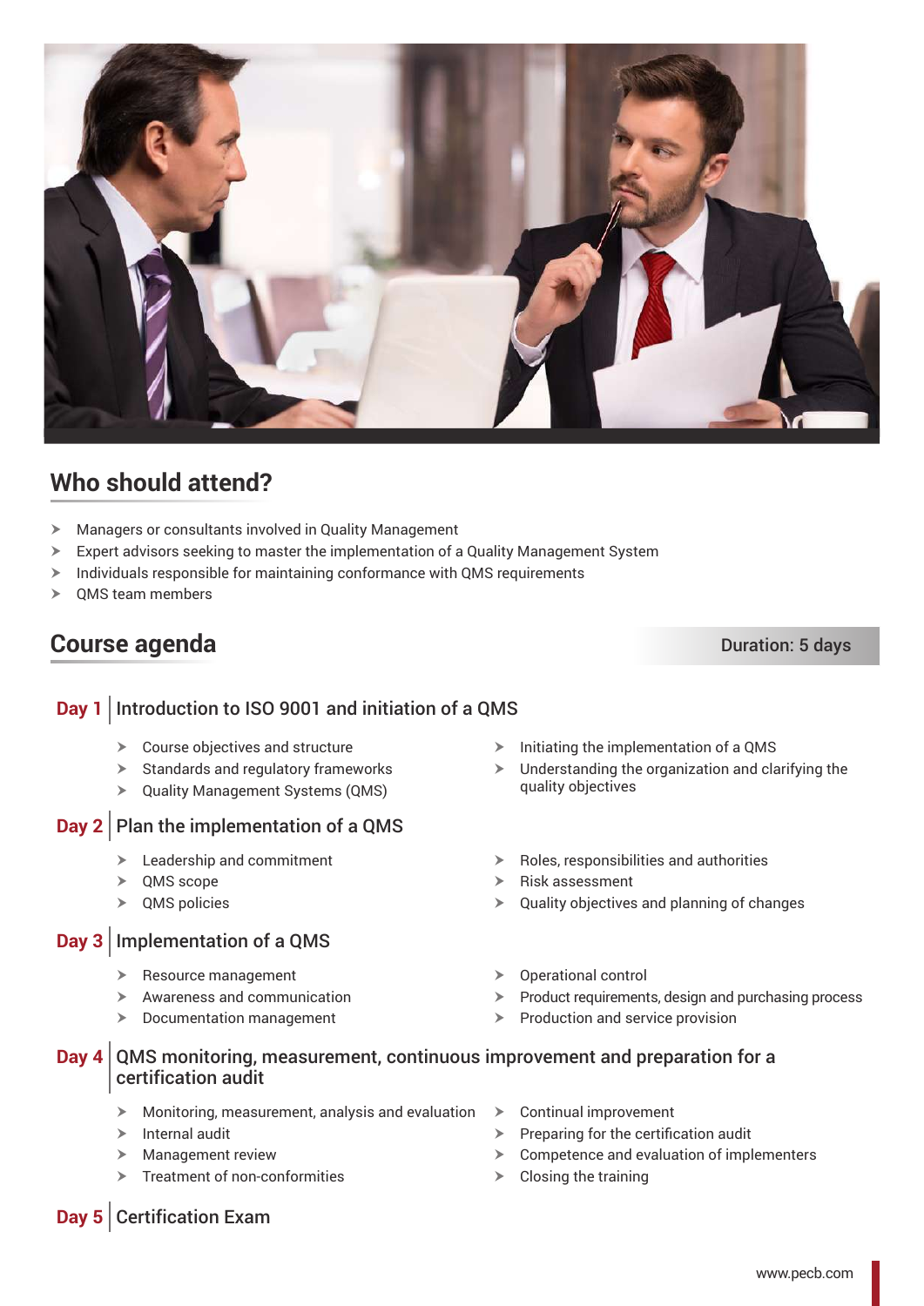## Who should attend?

- Managers or consultants involved in Quality Management
- Expert advisors seeking to master the implementation of a Quality Management System
- Individuals responsible for maintaining conformance with QMS requirements
- QMS team members

## Course agenda

Duration: 5 days

### Day 1 | Introduction to ISO 9001 and initiation of a QMS

- Course objectives and structure
- Standards and regulatory frameworks
- Quality Management Systems (QMS)
- Initiating the implementation of a QMS
- Understanding the organization and clarifying the quality objectives

### Day 2 | Plan the implementation of a QMS

- Leadership and commitment
- QMS scope
- QMS policies
- Roles, responsibilities and authorities
- Risk assessment
- Quality objectives and planning of changes

### Day 3 | Implementation of a QMS

- Resource management
- Awareness and communication
- Documentation management
- Operational control
- Product requirements, design and purchasing process
- Production and service provision

### Day 4 | QMS monitoring, measurement, continuous improvement and preparation for a certification audit

- Monitoring, measurement, analysis and evaluation
- Internal audit
- Management review
- Treatment of non-conformities
- Continual improvement
- Preparing for the certification audit
- Competence and evaluation of implementers
- Closing the training

### Day 5 | Certification Exam

www.pecb.com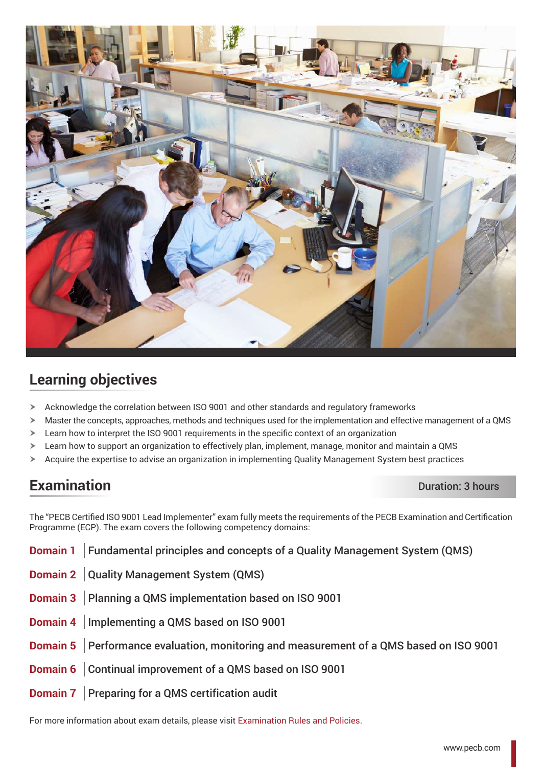## Learning objectives

- Acknowledge the correlation between ISO 9001 and other standards and regulatory frameworks
- Master the concepts, approaches, methods and techniques used for the implementation and effective management of a QMS
- Learn how to interpret the ISO 9001 requirements in the specific context of an organization
- Learn how to support an organization to effectively plan, implement, manage, monitor and maintain a QMS
- Acquire the expertise to advise an organization in implementing Quality Management System best practices

## Examination

Duration: 3 hours

The "PECB Certified ISO 9001 Lead Implementer" exam fully meets the requirements of the PECB Examination and Certification Programme (ECP). The exam covers the following competency domains:

**Domain 1** | Fundamental principles and concepts of a Quality Management System (QMS)

**Domain 2** | Quality Management System (QMS)

**Domain 3** | Planning a QMS implementation based on ISO 9001

**Domain 4** | Implementing a QMS based on ISO 9001

**Domain 5** | Performance evaluation, monitoring and measurement of a QMS based on ISO 9001

**Domain 6** | Continual improvement of a QMS based on ISO 9001

**Domain 7** | Preparing for a QMS certification audit

For more information about exam details, please visit Examination Rules and Policies.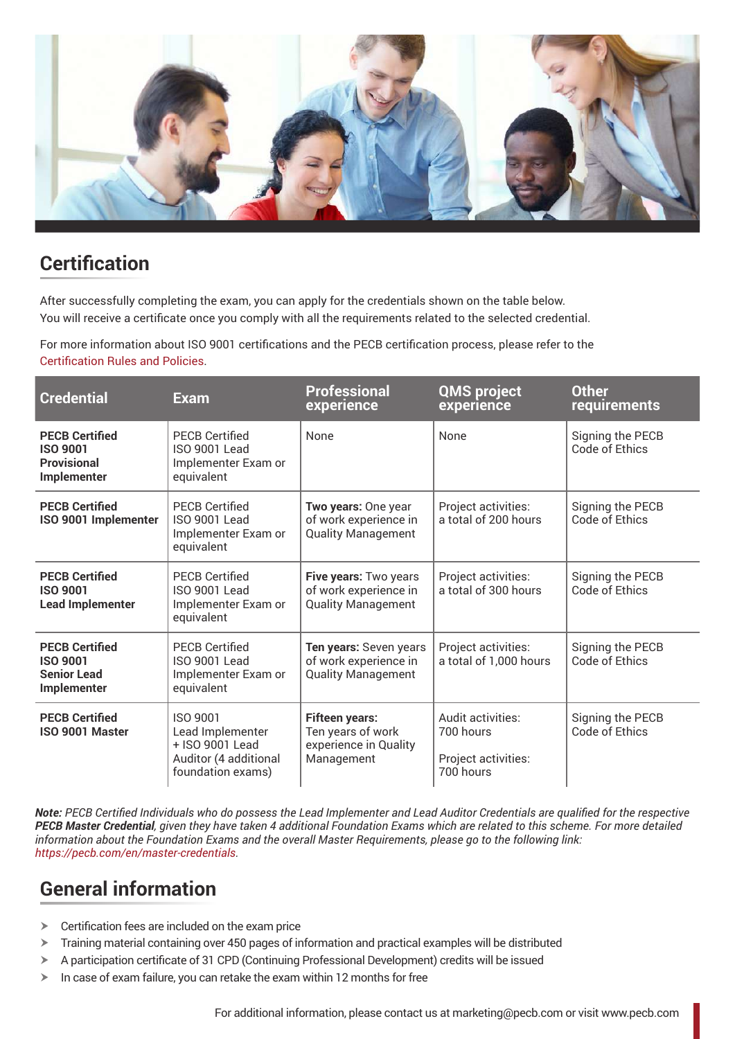## Certification

After successfully completing the exam, you can apply for the credentials shown on the table below.
You will receive a certificate once you comply with all the requirements related to the selected credential.

For more information about ISO 9001 certifications and the PECB certification process, please refer to the Certification Rules and Policies.

| Credential | Exam | Professional experience | QMS project experience | Other requirements |
|---|---|---|---|---|
| **PECB Certified ISO 9001 Provisional Implementer** | PECB Certified ISO 9001 Lead Implementer Exam or equivalent | None | None | Signing the PECB Code of Ethics |
| **PECB Certified ISO 9001 Implementer** | PECB Certified ISO 9001 Lead Implementer Exam or equivalent | **Two years:** One year of work experience in Quality Management | Project activities: a total of 200 hours | Signing the PECB Code of Ethics |
| **PECB Certified ISO 9001 Lead Implementer** | PECB Certified ISO 9001 Lead Implementer Exam or equivalent | **Five years:** Two years of work experience in Quality Management | Project activities: a total of 300 hours | Signing the PECB Code of Ethics |
| **PECB Certified ISO 9001 Senior Lead Implementer** | PECB Certified ISO 9001 Lead Implementer Exam or equivalent | **Ten years:** Seven years of work experience in Quality Management | Project activities: a total of 1,000 hours | Signing the PECB Code of Ethics |
| **PECB Certified ISO 9001 Master** | ISO 9001 Lead Implementer + ISO 9001 Lead Auditor (4 additional foundation exams) | **Fifteen years:** Ten years of work experience in Quality Management | Audit activities: 700 hours<br><br>Project activities: 700 hours | Signing the PECB Code of Ethics |

***Note:** PECB Certified Individuals who do possess the Lead Implementer and Lead Auditor Credentials are qualified for the respective **PECB Master Credential**, given they have taken 4 additional Foundation Exams which are related to this scheme. For more detailed information about the Foundation Exams and the overall Master Requirements, please go to the following link: https://pecb.com/en/master-credentials.*

## General information

- Certification fees are included on the exam price
- Training material containing over 450 pages of information and practical examples will be distributed
- A participation certificate of 31 CPD (Continuing Professional Development) credits will be issued
- In case of exam failure, you can retake the exam within 12 months for free

For additional information, please contact us at marketing@pecb.com or visit www.pecb.com